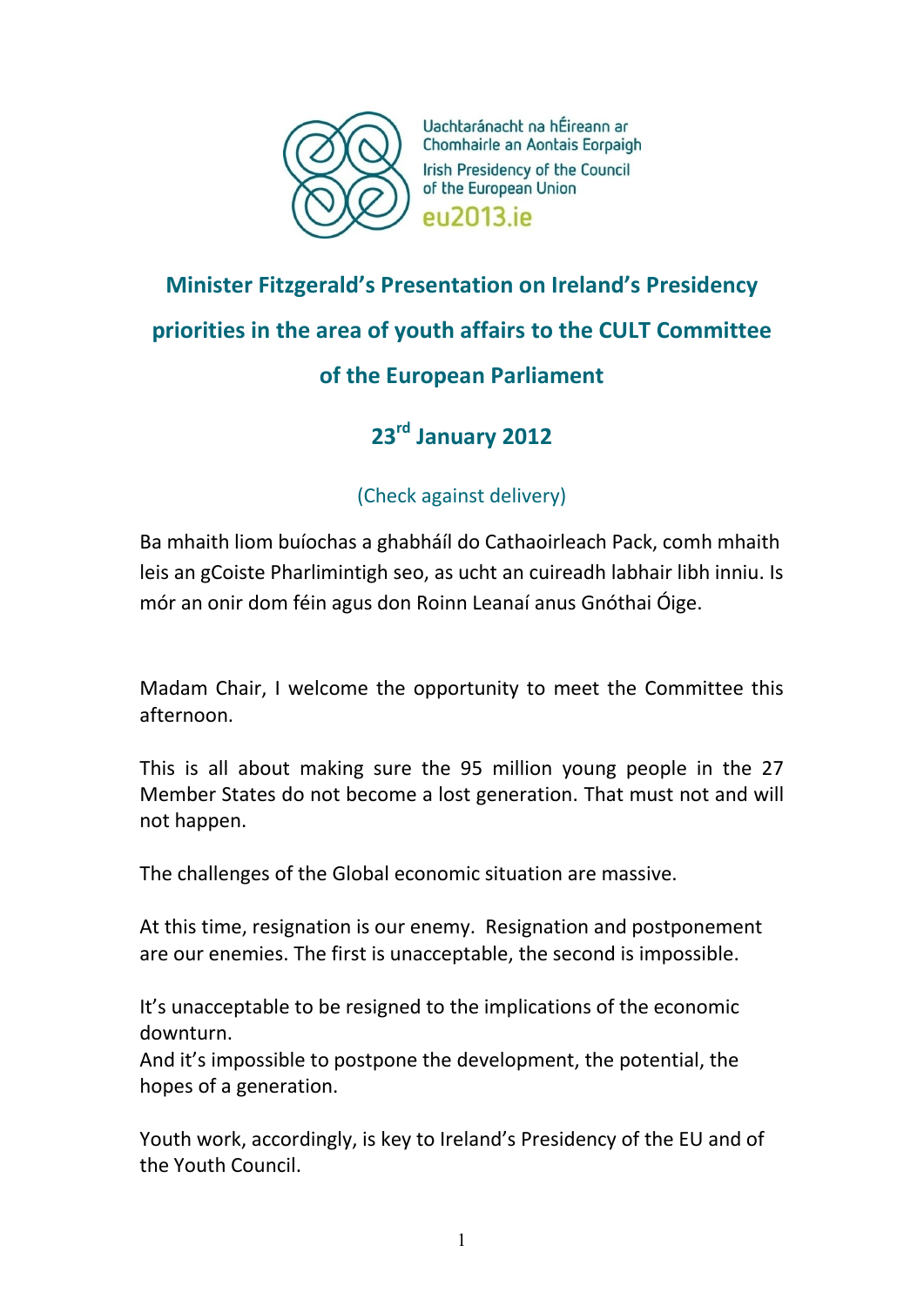Uachtaránacht na hÉireann ar Chomhairle an Aontais Eorpaigh

Irish Presidency of the Council of the European Union

eu2013.ie

# Minister Fitzgerald's Presentation on Ireland's Presidency priorities in the area of youth affairs to the CULT Committee of the European Parliament

## 23rd January 2012

(Check against delivery)

Ba mhaith liom buíochas a ghabháil do Cathaoirleach Pack, comh mhaith leis an gCoiste Pharlimintigh seo, as ucht an cuireadh labhair libh inniu. Is mór an onir dom féin agus don Roinn Leanaí anus Gnóthai Óige.

Madam Chair, I welcome the opportunity to meet the Committee this afternoon.

This is all about making sure the 95 million young people in the 27 Member States do not become a lost generation. That must not and will not happen.

The challenges of the Global economic situation are massive.

At this time, resignation is our enemy. Resignation and postponement are our enemies. The first is unacceptable, the second is impossible.

It's unacceptable to be resigned to the implications of the economic downturn.
And it's impossible to postpone the development, the potential, the hopes of a generation.

Youth work, accordingly, is key to Ireland's Presidency of the EU and of the Youth Council.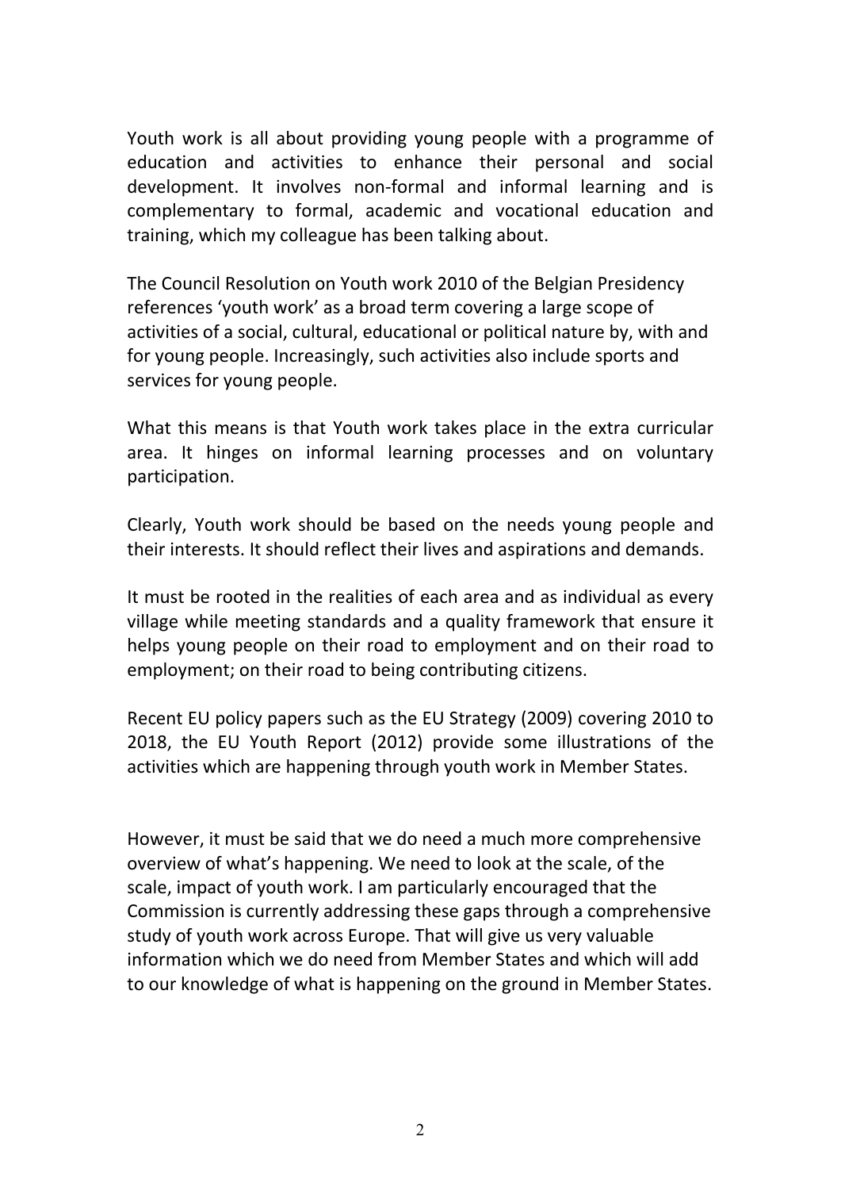Youth work is all about providing young people with a programme of education and activities to enhance their personal and social development. It involves non-formal and informal learning and is complementary to formal, academic and vocational education and training, which my colleague has been talking about.

The Council Resolution on Youth work 2010 of the Belgian Presidency references 'youth work' as a broad term covering a large scope of activities of a social, cultural, educational or political nature by, with and for young people. Increasingly, such activities also include sports and services for young people.

What this means is that Youth work takes place in the extra curricular area. It hinges on informal learning processes and on voluntary participation.

Clearly, Youth work should be based on the needs young people and their interests. It should reflect their lives and aspirations and demands.

It must be rooted in the realities of each area and as individual as every village while meeting standards and a quality framework that ensure it helps young people on their road to employment and on their road to employment; on their road to being contributing citizens.

Recent EU policy papers such as the EU Strategy (2009) covering 2010 to 2018, the EU Youth Report (2012) provide some illustrations of the activities which are happening through youth work in Member States.

However, it must be said that we do need a much more comprehensive overview of what's happening. We need to look at the scale, of the scale, impact of youth work. I am particularly encouraged that the Commission is currently addressing these gaps through a comprehensive study of youth work across Europe. That will give us very valuable information which we do need from Member States and which will add to our knowledge of what is happening on the ground in Member States.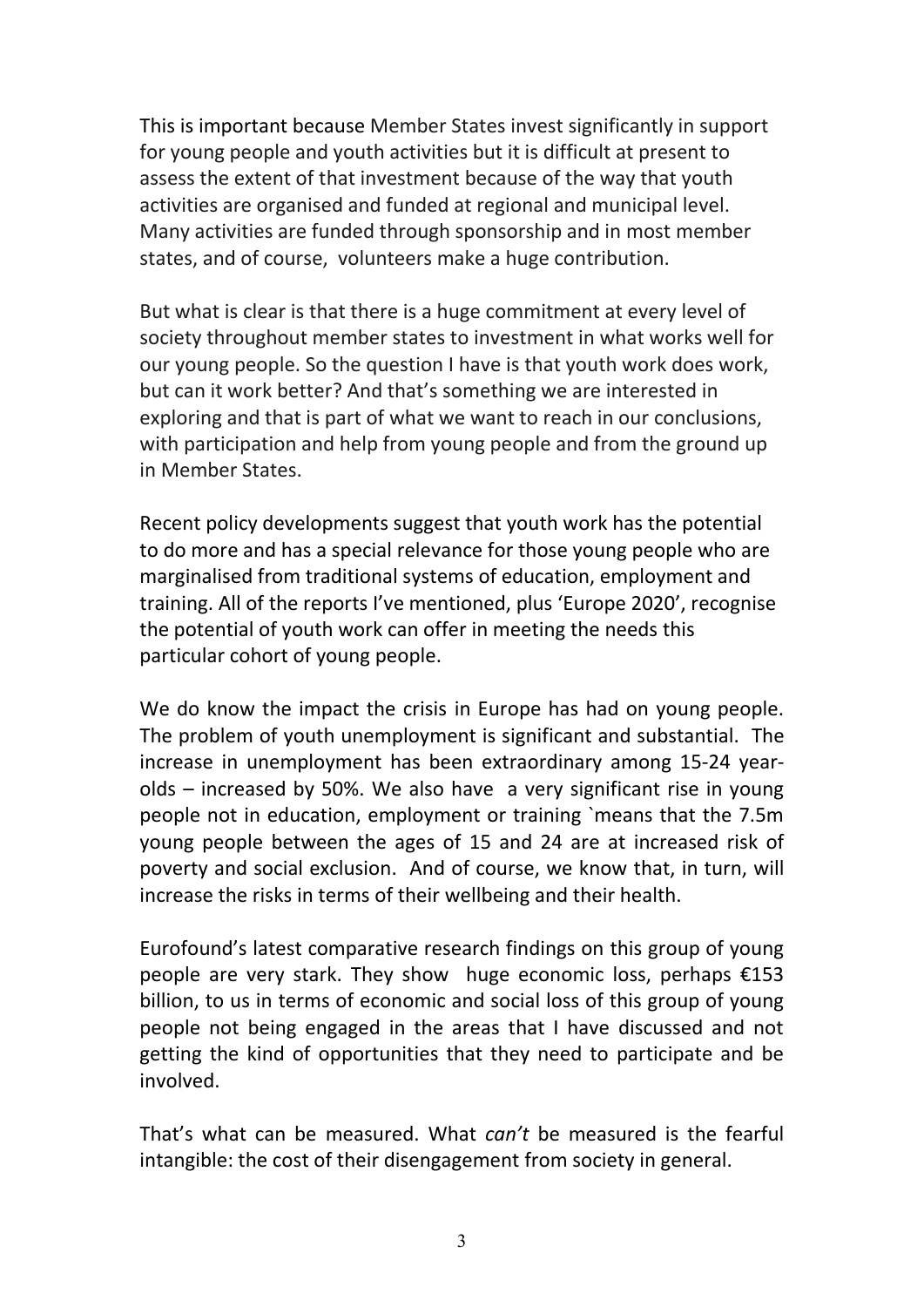This is important because Member States invest significantly in support for young people and youth activities but it is difficult at present to assess the extent of that investment because of the way that youth activities are organised and funded at regional and municipal level. Many activities are funded through sponsorship and in most member states, and of course, volunteers make a huge contribution.

But what is clear is that there is a huge commitment at every level of society throughout member states to investment in what works well for our young people. So the question I have is that youth work does work, but can it work better? And that's something we are interested in exploring and that is part of what we want to reach in our conclusions, with participation and help from young people and from the ground up in Member States.

Recent policy developments suggest that youth work has the potential to do more and has a special relevance for those young people who are marginalised from traditional systems of education, employment and training. All of the reports I've mentioned, plus 'Europe 2020', recognise the potential of youth work can offer in meeting the needs this particular cohort of young people.

We do know the impact the crisis in Europe has had on young people. The problem of youth unemployment is significant and substantial. The increase in unemployment has been extraordinary among 15-24 year-olds – increased by 50%. We also have a very significant rise in young people not in education, employment or training `means that the 7.5m young people between the ages of 15 and 24 are at increased risk of poverty and social exclusion. And of course, we know that, in turn, will increase the risks in terms of their wellbeing and their health.

Eurofound's latest comparative research findings on this group of young people are very stark. They show huge economic loss, perhaps €153 billion, to us in terms of economic and social loss of this group of young people not being engaged in the areas that I have discussed and not getting the kind of opportunities that they need to participate and be involved.

That's what can be measured. What *can't* be measured is the fearful intangible: the cost of their disengagement from society in general.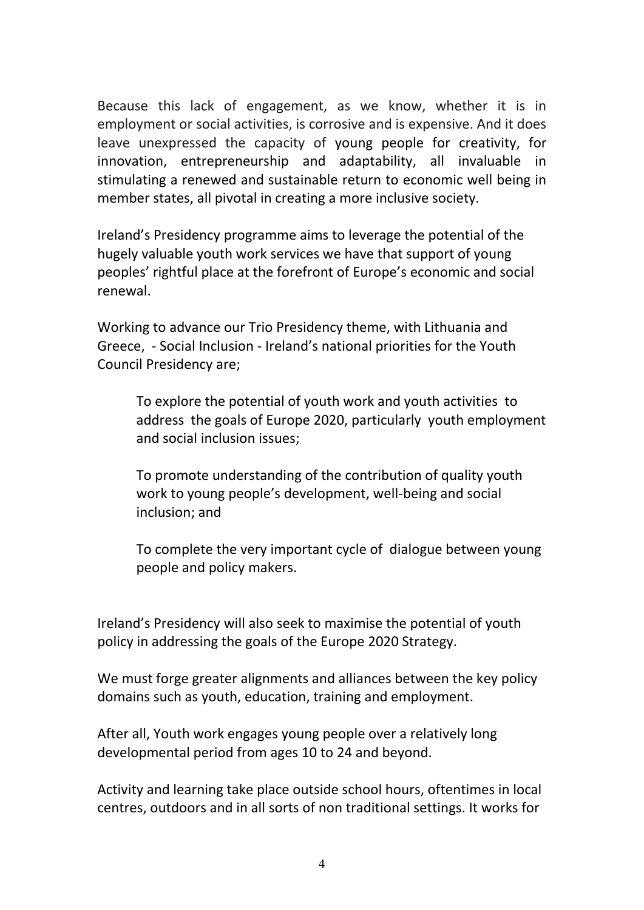Because this lack of engagement, as we know, whether it is in employment or social activities, is corrosive and is expensive. And it does leave unexpressed the capacity of young people for creativity, for innovation, entrepreneurship and adaptability, all invaluable in stimulating a renewed and sustainable return to economic well being in member states, all pivotal in creating a more inclusive society.

Ireland's Presidency programme aims to leverage the potential of the hugely valuable youth work services we have that support of young peoples' rightful place at the forefront of Europe's economic and social renewal.

Working to advance our Trio Presidency theme, with Lithuania and Greece, - Social Inclusion - Ireland's national priorities for the Youth Council Presidency are;

> To explore the potential of youth work and youth activities to address the goals of Europe 2020, particularly youth employment and social inclusion issues;
>
> To promote understanding of the contribution of quality youth work to young people's development, well-being and social inclusion; and
>
> To complete the very important cycle of dialogue between young people and policy makers.

Ireland's Presidency will also seek to maximise the potential of youth policy in addressing the goals of the Europe 2020 Strategy.

We must forge greater alignments and alliances between the key policy domains such as youth, education, training and employment.

After all, Youth work engages young people over a relatively long developmental period from ages 10 to 24 and beyond.

Activity and learning take place outside school hours, oftentimes in local centres, outdoors and in all sorts of non traditional settings. It works for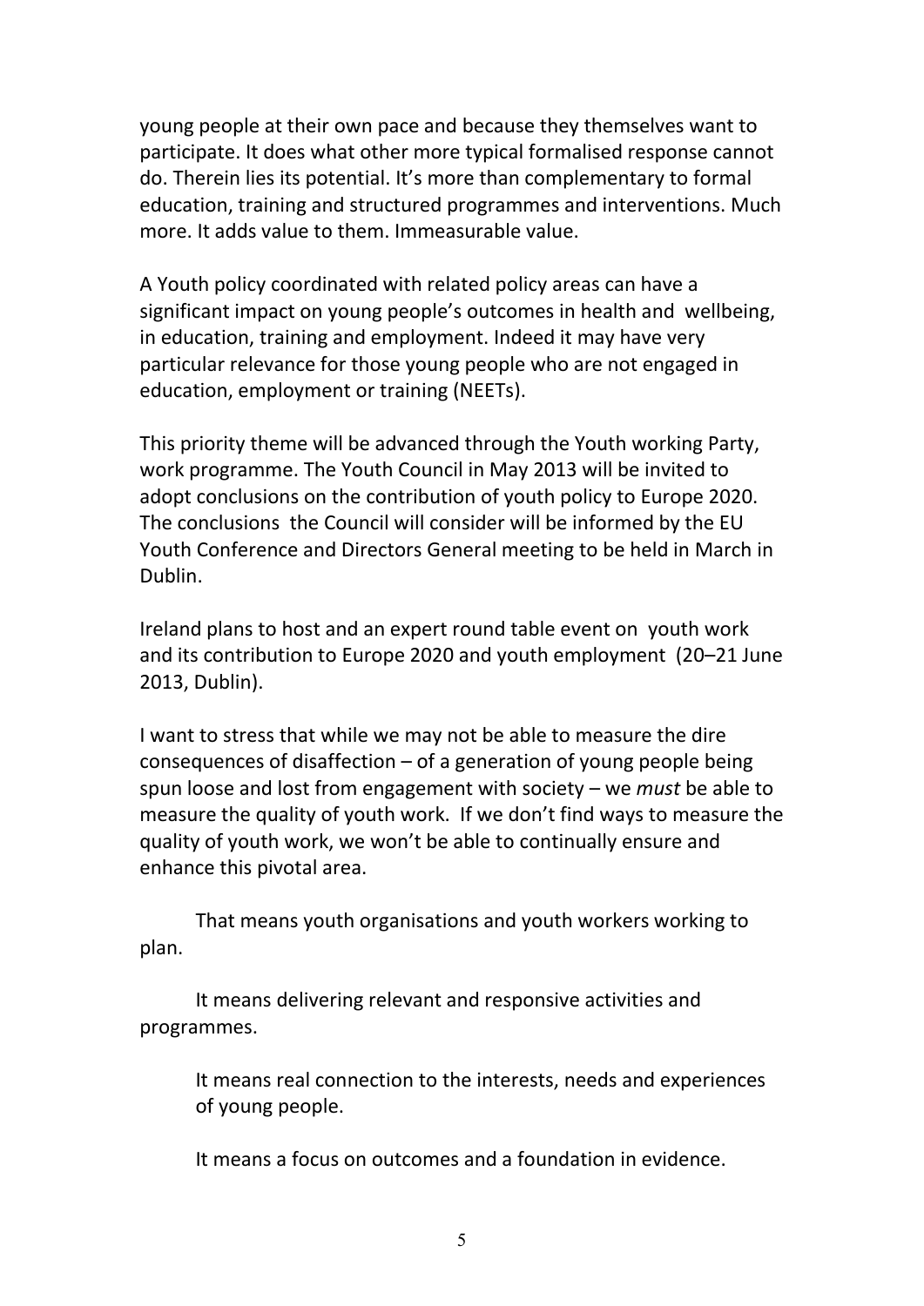young people at their own pace and because they themselves want to participate. It does what other more typical formalised response cannot do. Therein lies its potential. It's more than complementary to formal education, training and structured programmes and interventions. Much more. It adds value to them. Immeasurable value.

A Youth policy coordinated with related policy areas can have a significant impact on young people's outcomes in health and wellbeing, in education, training and employment. Indeed it may have very particular relevance for those young people who are not engaged in education, employment or training (NEETs).

This priority theme will be advanced through the Youth working Party, work programme. The Youth Council in May 2013 will be invited to adopt conclusions on the contribution of youth policy to Europe 2020. The conclusions the Council will consider will be informed by the EU Youth Conference and Directors General meeting to be held in March in Dublin.

Ireland plans to host and an expert round table event on youth work and its contribution to Europe 2020 and youth employment (20–21 June 2013, Dublin).

I want to stress that while we may not be able to measure the dire consequences of disaffection – of a generation of young people being spun loose and lost from engagement with society – we *must* be able to measure the quality of youth work. If we don't find ways to measure the quality of youth work, we won't be able to continually ensure and enhance this pivotal area.

That means youth organisations and youth workers working to plan.

It means delivering relevant and responsive activities and programmes.

It means real connection to the interests, needs and experiences of young people.

It means a focus on outcomes and a foundation in evidence.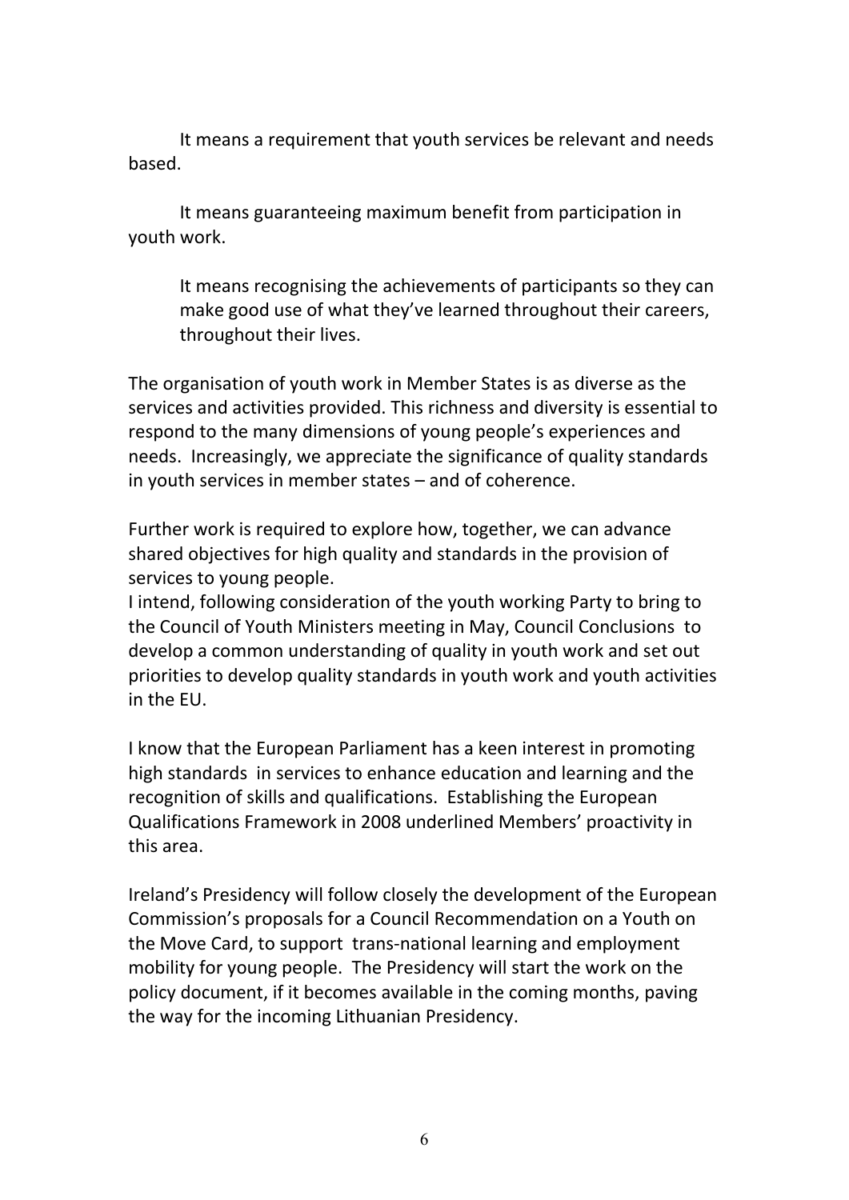It means a requirement that youth services be relevant and needs based.

It means guaranteeing maximum benefit from participation in youth work.

It means recognising the achievements of participants so they can make good use of what they've learned throughout their careers, throughout their lives.

The organisation of youth work in Member States is as diverse as the services and activities provided. This richness and diversity is essential to respond to the many dimensions of young people's experiences and needs. Increasingly, we appreciate the significance of quality standards in youth services in member states – and of coherence.

Further work is required to explore how, together, we can advance shared objectives for high quality and standards in the provision of services to young people.

I intend, following consideration of the youth working Party to bring to the Council of Youth Ministers meeting in May, Council Conclusions to develop a common understanding of quality in youth work and set out priorities to develop quality standards in youth work and youth activities in the EU.

I know that the European Parliament has a keen interest in promoting high standards in services to enhance education and learning and the recognition of skills and qualifications. Establishing the European Qualifications Framework in 2008 underlined Members' proactivity in this area.

Ireland's Presidency will follow closely the development of the European Commission's proposals for a Council Recommendation on a Youth on the Move Card, to support trans-national learning and employment mobility for young people. The Presidency will start the work on the policy document, if it becomes available in the coming months, paving the way for the incoming Lithuanian Presidency.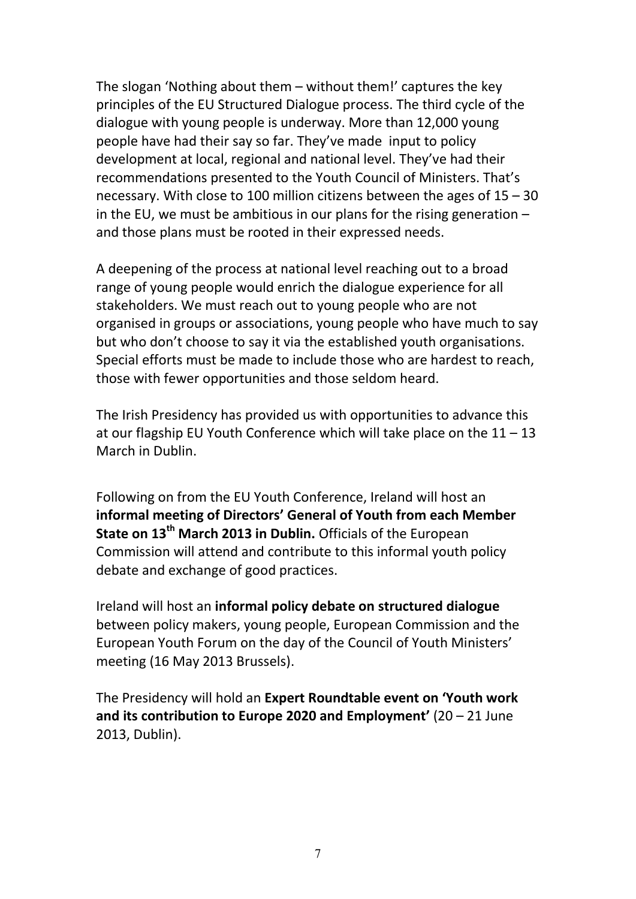The slogan 'Nothing about them – without them!' captures the key principles of the EU Structured Dialogue process. The third cycle of the dialogue with young people is underway. More than 12,000 young people have had their say so far. They've made input to policy development at local, regional and national level. They've had their recommendations presented to the Youth Council of Ministers. That's necessary. With close to 100 million citizens between the ages of 15 – 30 in the EU, we must be ambitious in our plans for the rising generation – and those plans must be rooted in their expressed needs.

A deepening of the process at national level reaching out to a broad range of young people would enrich the dialogue experience for all stakeholders. We must reach out to young people who are not organised in groups or associations, young people who have much to say but who don't choose to say it via the established youth organisations. Special efforts must be made to include those who are hardest to reach, those with fewer opportunities and those seldom heard.

The Irish Presidency has provided us with opportunities to advance this at our flagship EU Youth Conference which will take place on the 11 – 13 March in Dublin.

Following on from the EU Youth Conference, Ireland will host an **informal meeting of Directors' General of Youth from each Member State on 13th March 2013 in Dublin.** Officials of the European Commission will attend and contribute to this informal youth policy debate and exchange of good practices.

Ireland will host an **informal policy debate on structured dialogue** between policy makers, young people, European Commission and the European Youth Forum on the day of the Council of Youth Ministers' meeting (16 May 2013 Brussels).

The Presidency will hold an **Expert Roundtable event on 'Youth work and its contribution to Europe 2020 and Employment'** (20 – 21 June 2013, Dublin).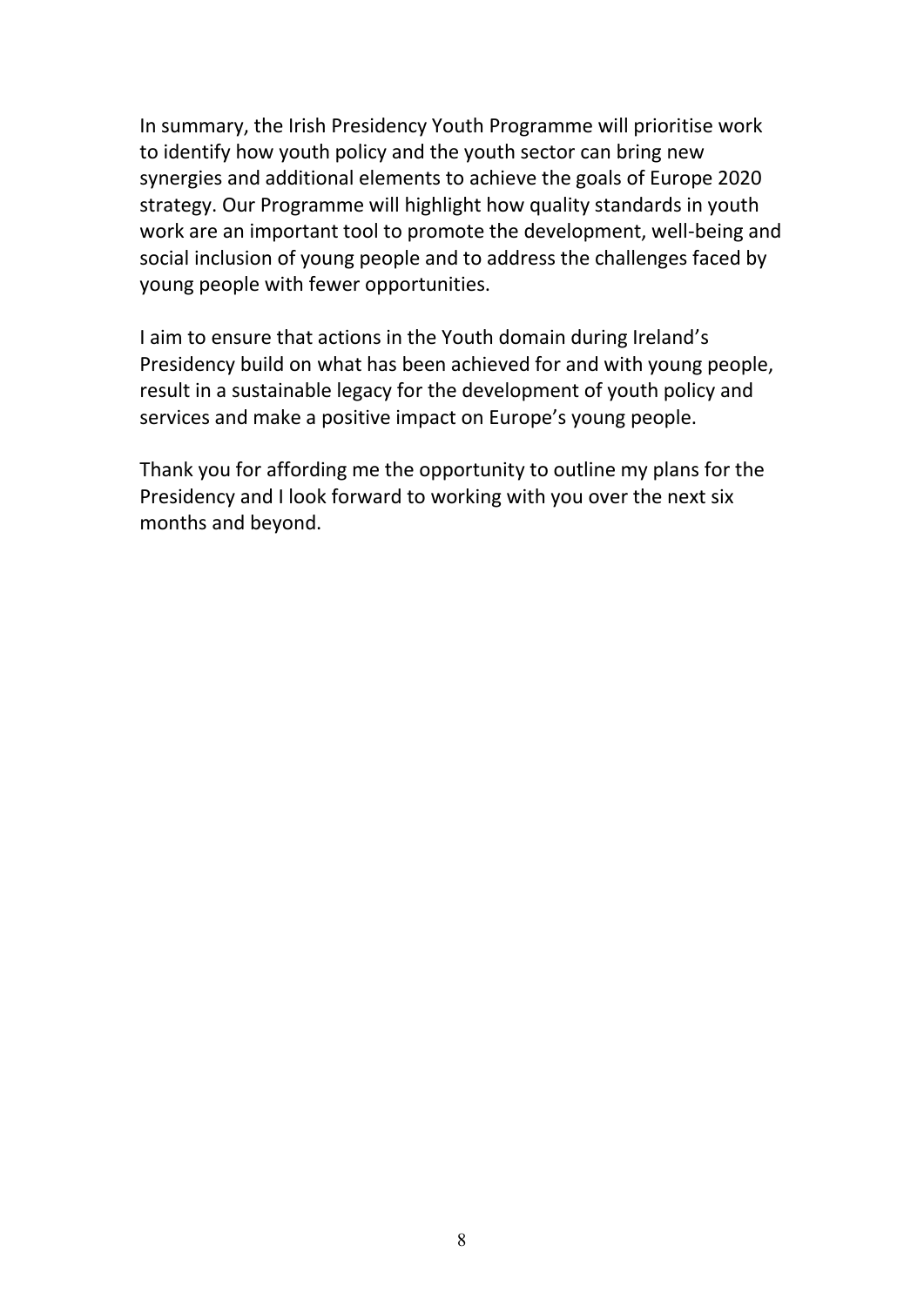In summary, the Irish Presidency Youth Programme will prioritise work to identify how youth policy and the youth sector can bring new synergies and additional elements to achieve the goals of Europe 2020 strategy. Our Programme will highlight how quality standards in youth work are an important tool to promote the development, well-being and social inclusion of young people and to address the challenges faced by young people with fewer opportunities.

I aim to ensure that actions in the Youth domain during Ireland's Presidency build on what has been achieved for and with young people, result in a sustainable legacy for the development of youth policy and services and make a positive impact on Europe's young people.

Thank you for affording me the opportunity to outline my plans for the Presidency and I look forward to working with you over the next six months and beyond.